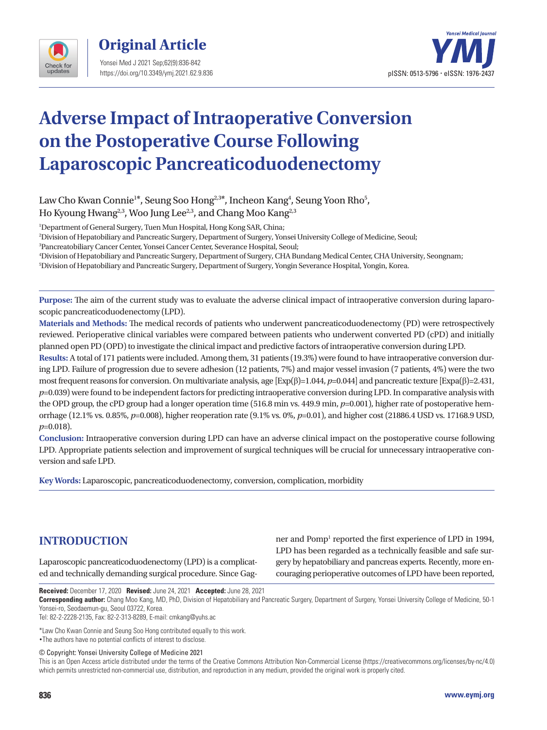Original Article

# Adverse Impact of Intraoperative Conversion on the Postoperative Course Following Laparoscopic Pancreaticoduodenectomy

Law Cho Kwan Connie[1*], Seung Soo Hong[2,3*], Incheon Kang[4], Seung Yoon Rho[5], Ho Kyoung Hwang[2,3], Woo Jung Lee[2,3], and Chang Moo Kang[2,3]

[1]Department of General Surgery, Tuen Mun Hospital, Hong Kong SAR, China;
[2]Division of Hepatobiliary and Pancreatic Surgery, Department of Surgery, Yonsei University College of Medicine, Seoul;
[3]Pancreatobiliary Cancer Center, Yonsei Cancer Center, Severance Hospital, Seoul;
[4]Division of Hepatobiliary and Pancreatic Surgery, Department of Surgery, CHA Bundang Medical Center, CHA University, Seongnam;
[5]Division of Hepatobiliary and Pancreatic Surgery, Department of Surgery, Yongin Severance Hospital, Yongin, Korea.

**Purpose:** The aim of the current study was to evaluate the adverse clinical impact of intraoperative conversion during laparoscopic pancreaticoduodenectomy (LPD).

**Materials and Methods:** The medical records of patients who underwent pancreaticoduodenectomy (PD) were retrospectively reviewed. Perioperative clinical variables were compared between patients who underwent converted PD (cPD) and initially planned open PD (OPD) to investigate the clinical impact and predictive factors of intraoperative conversion during LPD.

**Results:** A total of 171 patients were included. Among them, 31 patients (19.3%) were found to have intraoperative conversion during LPD. Failure of progression due to severe adhesion (12 patients, 7%) and major vessel invasion (7 patients, 4%) were the two most frequent reasons for conversion. On multivariate analysis, age [Exp(β)=1.044, $p$=0.044] and pancreatic texture [Expa(β)=2.431, $p$=0.039) were found to be independent factors for predicting intraoperative conversion during LPD. In comparative analysis with the OPD group, the cPD group had a longer operation time (516.8 min vs. 449.9 min, $p$=0.001), higher rate of postoperative hemorrhage (12.1% vs. 0.85%, $p$=0.008), higher reoperation rate (9.1% vs. 0%, $p$=0.01), and higher cost (21886.4 USD vs. 17168.9 USD, $p$=0.018).

**Conclusion:** Intraoperative conversion during LPD can have an adverse clinical impact on the postoperative course following LPD. Appropriate patients selection and improvement of surgical techniques will be crucial for unnecessary intraoperative conversion and safe LPD.

**Key Words:** Laparoscopic, pancreaticoduodenectomy, conversion, complication, morbidity

## INTRODUCTION

Laparoscopic pancreaticoduodenectomy (LPD) is a complicated and technically demanding surgical procedure. Since Gagner and Pomp[1] reported the first experience of LPD in 1994, LPD has been regarded as a technically feasible and safe surgery by hepatobiliary and pancreas experts. Recently, more encouraging perioperative outcomes of LPD have been reported,

**Received:** December 17, 2020 **Revised:** June 24, 2021 **Accepted:** June 28, 2021
**Corresponding author:** Chang Moo Kang, MD, PhD, Division of Hepatobiliary and Pancreatic Surgery, Department of Surgery, Yonsei University College of Medicine, 50-1 Yonsei-ro, Seodaemun-gu, Seoul 03722, Korea.
Tel: 82-2-2228-2135, Fax: 82-2-313-8289, E-mail: cmkang@yuhs.ac

*Law Cho Kwan Connie and Seung Soo Hong contributed equally to this work.
•The authors have no potential conflicts of interest to disclose.

© Copyright: Yonsei University College of Medicine 2021
This is an Open Access article distributed under the terms of the Creative Commons Attribution Non-Commercial License (https://creativecommons.org/licenses/by-nc/4.0) which permits unrestricted non-commercial use, distribution, and reproduction in any medium, provided the original work is properly cited.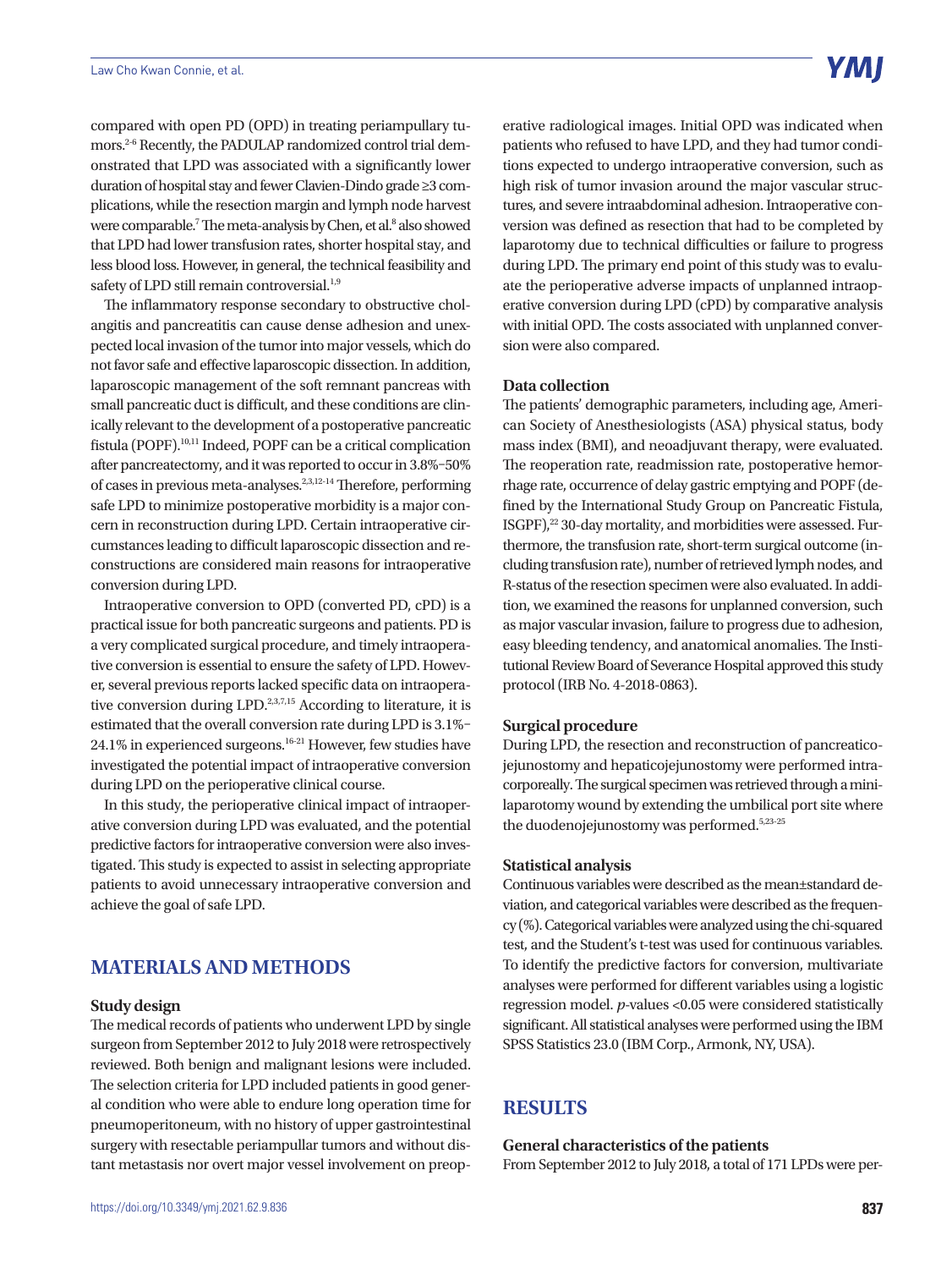compared with open PD (OPD) in treating periampullary tumors.[2-6] Recently, the PADULAP randomized control trial demonstrated that LPD was associated with a significantly lower duration of hospital stay and fewer Clavien-Dindo grade ≥3 complications, while the resection margin and lymph node harvest were comparable.[7] The meta-analysis by Chen, et al.[8] also showed that LPD had lower transfusion rates, shorter hospital stay, and less blood loss. However, in general, the technical feasibility and safety of LPD still remain controversial.[1,9]

The inflammatory response secondary to obstructive cholangitis and pancreatitis can cause dense adhesion and unexpected local invasion of the tumor into major vessels, which do not favor safe and effective laparoscopic dissection. In addition, laparoscopic management of the soft remnant pancreas with small pancreatic duct is difficult, and these conditions are clinically relevant to the development of a postoperative pancreatic fistula (POPF).[10,11] Indeed, POPF can be a critical complication after pancreatectomy, and it was reported to occur in 3.8%–50% of cases in previous meta-analyses.[2,3,12-14] Therefore, performing safe LPD to minimize postoperative morbidity is a major concern in reconstruction during LPD. Certain intraoperative circumstances leading to difficult laparoscopic dissection and reconstructions are considered main reasons for intraoperative conversion during LPD.

Intraoperative conversion to OPD (converted PD, cPD) is a practical issue for both pancreatic surgeons and patients. PD is a very complicated surgical procedure, and timely intraoperative conversion is essential to ensure the safety of LPD. However, several previous reports lacked specific data on intraoperative conversion during LPD.[2,3,7,15] According to literature, it is estimated that the overall conversion rate during LPD is 3.1%–24.1% in experienced surgeons.[16-21] However, few studies have investigated the potential impact of intraoperative conversion during LPD on the perioperative clinical course.

In this study, the perioperative clinical impact of intraoperative conversion during LPD was evaluated, and the potential predictive factors for intraoperative conversion were also investigated. This study is expected to assist in selecting appropriate patients to avoid unnecessary intraoperative conversion and achieve the goal of safe LPD.

## MATERIALS AND METHODS

### Study design

The medical records of patients who underwent LPD by single surgeon from September 2012 to July 2018 were retrospectively reviewed. Both benign and malignant lesions were included. The selection criteria for LPD included patients in good general condition who were able to endure long operation time for pneumoperitoneum, with no history of upper gastrointestinal surgery with resectable periampullar tumors and without distant metastasis nor overt major vessel involvement on preoperative radiological images. Initial OPD was indicated when patients who refused to have LPD, and they had tumor conditions expected to undergo intraoperative conversion, such as high risk of tumor invasion around the major vascular structures, and severe intraabdominal adhesion. Intraoperative conversion was defined as resection that had to be completed by laparotomy due to technical difficulties or failure to progress during LPD. The primary end point of this study was to evaluate the perioperative adverse impacts of unplanned intraoperative conversion during LPD (cPD) by comparative analysis with initial OPD. The costs associated with unplanned conversion were also compared.

### Data collection

The patients' demographic parameters, including age, American Society of Anesthesiologists (ASA) physical status, body mass index (BMI), and neoadjuvant therapy, were evaluated. The reoperation rate, readmission rate, postoperative hemorrhage rate, occurrence of delay gastric emptying and POPF (defined by the International Study Group on Pancreatic Fistula, ISGPF),[22] 30-day mortality, and morbidities were assessed. Furthermore, the transfusion rate, short-term surgical outcome (including transfusion rate), number of retrieved lymph nodes, and R-status of the resection specimen were also evaluated. In addition, we examined the reasons for unplanned conversion, such as major vascular invasion, failure to progress due to adhesion, easy bleeding tendency, and anatomical anomalies. The Institutional Review Board of Severance Hospital approved this study protocol (IRB No. 4-2018-0863).

### Surgical procedure

During LPD, the resection and reconstruction of pancreaticojejunostomy and hepaticojejunostomy were performed intracorporeally. The surgical specimen was retrieved through a minilaparotomy wound by extending the umbilical port site where the duodenojejunostomy was performed.[5,23-25]

### Statistical analysis

Continuous variables were described as the mean±standard deviation, and categorical variables were described as the frequency (%). Categorical variables were analyzed using the chi-squared test, and the Student's t-test was used for continuous variables. To identify the predictive factors for conversion, multivariate analyses were performed for different variables using a logistic regression model. *p*-values $<0.05$ were considered statistically significant. All statistical analyses were performed using the IBM SPSS Statistics 23.0 (IBM Corp., Armonk, NY, USA).

## RESULTS

### General characteristics of the patients

From September 2012 to July 2018, a total of 171 LPDs were per-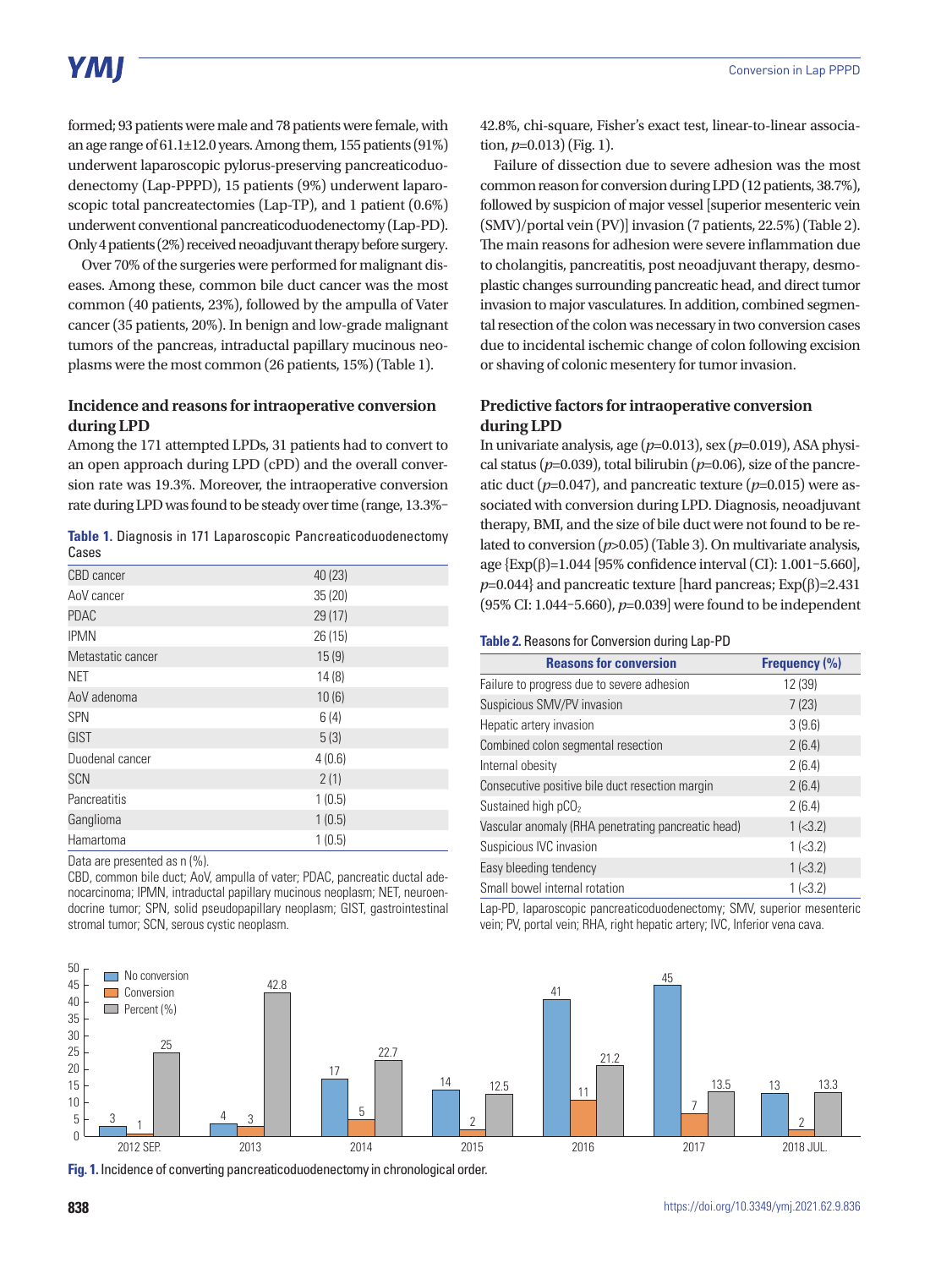formed; 93 patients were male and 78 patients were female, with an age range of 61.1±12.0 years. Among them, 155 patients (91%) underwent laparoscopic pylorus-preserving pancreaticoduodenectomy (Lap-PPPD), 15 patients (9%) underwent laparoscopic total pancreatectomies (Lap-TP), and 1 patient (0.6%) underwent conventional pancreaticoduodenectomy (Lap-PD). Only 4 patients (2%) received neoadjuvant therapy before surgery.

Over 70% of the surgeries were performed for malignant diseases. Among these, common bile duct cancer was the most common (40 patients, 23%), followed by the ampulla of Vater cancer (35 patients, 20%). In benign and low-grade malignant tumors of the pancreas, intraductal papillary mucinous neoplasms were the most common (26 patients, 15%) (Table 1).

### Incidence and reasons for intraoperative conversion during LPD

Among the 171 attempted LPDs, 31 patients had to convert to an open approach during LPD (cPD) and the overall conversion rate was 19.3%. Moreover, the intraoperative conversion rate during LPD was found to be steady over time (range, 13.3%–42.8%, chi-square, Fisher's exact test, linear-to-linear association, $p$=0.013) (Fig. 1).

**Table 1.** Diagnosis in 171 Laparoscopic Pancreaticoduodenectomy Cases

| | |
|---|---|
| CBD cancer | 40 (23) |
| AoV cancer | 35 (20) |
| PDAC | 29 (17) |
| IPMN | 26 (15) |
| Metastatic cancer | 15 (9) |
| NET | 14 (8) |
| AoV adenoma | 10 (6) |
| SPN | 6 (4) |
| GIST | 5 (3) |
| Duodenal cancer | 4 (0.6) |
| SCN | 2 (1) |
| Pancreatitis | 1 (0.5) |
| Ganglioma | 1 (0.5) |
| Hamartoma | 1 (0.5) |

Data are presented as n (%).

CBD, common bile duct; AoV, ampulla of vater; PDAC, pancreatic ductal adenocarcinoma; IPMN, intraductal papillary mucinous neoplasm; NET, neuroendocrine tumor; SPN, solid pseudopapillary neoplasm; GIST, gastrointestinal stromal tumor; SCN, serous cystic neoplasm.

Failure of dissection due to severe adhesion was the most common reason for conversion during LPD (12 patients, 38.7%), followed by suspicion of major vessel [superior mesenteric vein (SMV)/portal vein (PV)] invasion (7 patients, 22.5%) (Table 2). The main reasons for adhesion were severe inflammation due to cholangitis, pancreatitis, post neoadjuvant therapy, desmoplastic changes surrounding pancreatic head, and direct tumor invasion to major vasculatures. In addition, combined segmental resection of the colon was necessary in two conversion cases due to incidental ischemic change of colon following excision or shaving of colonic mesentery for tumor invasion.

### Predictive factors for intraoperative conversion during LPD

In univariate analysis, age ($p$=0.013), sex ($p$=0.019), ASA physical status ($p$=0.039), total bilirubin ($p$=0.06), size of the pancreatic duct ($p$=0.047), and pancreatic texture ($p$=0.015) were associated with conversion during LPD. Diagnosis, neoadjuvant therapy, BMI, and the size of bile duct were not found to be related to conversion ($p$>0.05) (Table 3). On multivariate analysis, age {Exp(β)=1.044 [95% confidence interval (CI): 1.001–5.660], $p$=0.044} and pancreatic texture [hard pancreas; Exp(β)=2.431 (95% CI: 1.044–5.660), $p$=0.039] were found to be independent

**Table 2.** Reasons for Conversion during Lap-PD

| Reasons for conversion | Frequency (%) |
|---|---|
| Failure to progress due to severe adhesion | 12 (39) |
| Suspicious SMV/PV invasion | 7 (23) |
| Hepatic artery invasion | 3 (9.6) |
| Combined colon segmental resection | 2 (6.4) |
| Internal obesity | 2 (6.4) |
| Consecutive positive bile duct resection margin | 2 (6.4) |
| Sustained high $pCO_2$ | 2 (6.4) |
| Vascular anomaly (RHA penetrating pancreatic head) | 1 (<3.2) |
| Suspicious IVC invasion | 1 (<3.2) |
| Easy bleeding tendency | 1 (<3.2) |
| Small bowel internal rotation | 1 (<3.2) |

Lap-PD, laparoscopic pancreaticoduodenectomy; SMV, superior mesenteric vein; PV, portal vein; RHA, right hepatic artery; IVC, Inferior vena cava.

| | 2012 SEP. | 2013 | 2014 | 2015 | 2016 | 2017 | 2018 JUL. |
|---|---|---|---|---|---|---|---|
| No conversion | 3 | 4 | 17 | 14 | 41 | 45 | 13 |
| Conversion | 1 | 3 | 5 | 2 | 11 | 7 | 2 |
| Percent (%) | 25 | 42.8 | 22.7 | 12.5 | 21.2 | 13.5 | 13.3 |

**Fig. 1.** Incidence of converting pancreaticoduodenectomy in chronological order.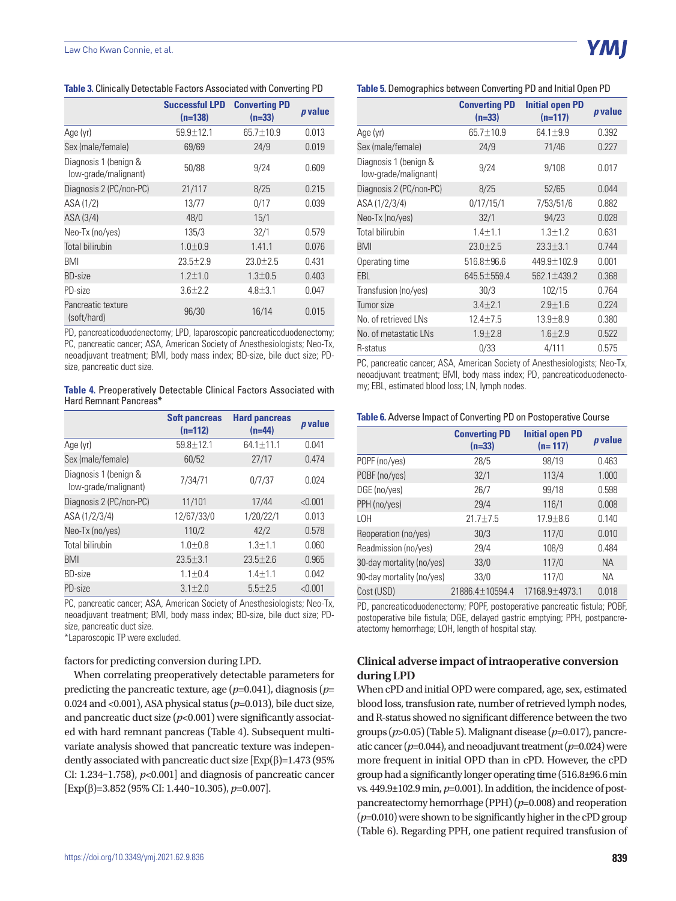**Table 3.** Clinically Detectable Factors Associated with Converting PD

| | Successful LPD (n=138) | Converting PD (n=33) | *p* value |
|---|---|---|---|
| Age (yr) | 59.9±12.1 | 65.7±10.9 | 0.013 |
| Sex (male/female) | 69/69 | 24/9 | 0.019 |
| Diagnosis 1 (benign & low-grade/malignant) | 50/88 | 9/24 | 0.609 |
| Diagnosis 2 (PC/non-PC) | 21/117 | 8/25 | 0.215 |
| ASA (1/2) | 13/77 | 0/17 | 0.039 |
| ASA (3/4) | 48/0 | 15/1 | |
| Neo-Tx (no/yes) | 135/3 | 32/1 | 0.579 |
| Total bilirubin | 1.0±0.9 | 1.41.1 | 0.076 |
| BMI | 23.5±2.9 | 23.0±2.5 | 0.431 |
| BD-size | 1.2±1.0 | 1.3±0.5 | 0.403 |
| PD-size | 3.6±2.2 | 4.8±3.1 | 0.047 |
| Pancreatic texture (soft/hard) | 96/30 | 16/14 | 0.015 |

PD, pancreaticoduodenectomy; LPD, laparoscopic pancreaticoduodenectomy; PC, pancreatic cancer; ASA, American Society of Anesthesiologists; Neo-Tx, neoadjuvant treatment; BMI, body mass index; BD-size, bile duct size; PD-size, pancreatic duct size.

**Table 4.** Preoperatively Detectable Clinical Factors Associated with Hard Remnant Pancreas*

| | Soft pancreas (n=112) | Hard pancreas (n=44) | *p* value |
|---|---|---|---|
| Age (yr) | 59.8±12.1 | 64.1±11.1 | 0.041 |
| Sex (male/female) | 60/52 | 27/17 | 0.474 |
| Diagnosis 1 (benign & low-grade/malignant) | 7/34/71 | 0/7/37 | 0.024 |
| Diagnosis 2 (PC/non-PC) | 11/101 | 17/44 | <0.001 |
| ASA (1/2/3/4) | 12/67/33/0 | 1/20/22/1 | 0.013 |
| Neo-Tx (no/yes) | 110/2 | 42/2 | 0.578 |
| Total bilirubin | 1.0±0.8 | 1.3±1.1 | 0.060 |
| BMI | 23.5±3.1 | 23.5±2.6 | 0.965 |
| BD-size | 1.1±0.4 | 1.4±1.1 | 0.042 |
| PD-size | 3.1±2.0 | 5.5±2.5 | <0.001 |

PC, pancreatic cancer; ASA, American Society of Anesthesiologists; Neo-Tx, neoadjuvant treatment; BMI, body mass index; BD-size, bile duct size; PD-size, pancreatic duct size.
*Laparoscopic TP were excluded.

factors for predicting conversion during LPD.

When correlating preoperatively detectable parameters for predicting the pancreatic texture, age ($p$=0.041), diagnosis ($p$=0.024 and <0.001), ASA physical status ($p$=0.013), bile duct size, and pancreatic duct size ($p$<0.001) were significantly associated with hard remnant pancreas (Table 4). Subsequent multivariate analysis showed that pancreatic texture was independently associated with pancreatic duct size [Exp(β)=1.473 (95% CI: 1.234–1.758), $p$<0.001] and diagnosis of pancreatic cancer [Exp(β)=3.852 (95% CI: 1.440–10.305), $p$=0.007].

**Table 5.** Demographics between Converting PD and Initial Open PD

| | Converting PD (n=33) | Initial open PD (n=117) | *p* value |
|---|---|---|---|
| Age (yr) | 65.7±10.9 | 64.1±9.9 | 0.392 |
| Sex (male/female) | 24/9 | 71/46 | 0.227 |
| Diagnosis 1 (benign & low-grade/malignant) | 9/24 | 9/108 | 0.017 |
| Diagnosis 2 (PC/non-PC) | 8/25 | 52/65 | 0.044 |
| ASA (1/2/3/4) | 0/17/15/1 | 7/53/51/6 | 0.882 |
| Neo-Tx (no/yes) | 32/1 | 94/23 | 0.028 |
| Total bilirubin | 1.4±1.1 | 1.3±1.2 | 0.631 |
| BMI | 23.0±2.5 | 23.3±3.1 | 0.744 |
| Operating time | 516.8±96.6 | 449.9±102.9 | 0.001 |
| EBL | 645.5±559.4 | 562.1±439.2 | 0.368 |
| Transfusion (no/yes) | 30/3 | 102/15 | 0.764 |
| Tumor size | 3.4±2.1 | 2.9±1.6 | 0.224 |
| No. of retrieved LNs | 12.4±7.5 | 13.9±8.9 | 0.380 |
| No. of metastatic LNs | 1.9±2.8 | 1.6±2.9 | 0.522 |
| R-status | 0/33 | 4/111 | 0.575 |

PC, pancreatic cancer; ASA, American Society of Anesthesiologists; Neo-Tx, neoadjuvant treatment; BMI, body mass index; PD, pancreaticoduodenectomy; EBL, estimated blood loss; LN, lymph nodes.

**Table 6.** Adverse Impact of Converting PD on Postoperative Course

| | Converting PD (n=33) | Initial open PD (n= 117) | *p* value |
|---|---|---|---|
| POPF (no/yes) | 28/5 | 98/19 | 0.463 |
| POBF (no/yes) | 32/1 | 113/4 | 1.000 |
| DGE (no/yes) | 26/7 | 99/18 | 0.598 |
| PPH (no/yes) | 29/4 | 116/1 | 0.008 |
| LOH | 21.7±7.5 | 17.9±8.6 | 0.140 |
| Reoperation (no/yes) | 30/3 | 117/0 | 0.010 |
| Readmission (no/yes) | 29/4 | 108/9 | 0.484 |
| 30-day mortality (no/yes) | 33/0 | 117/0 | NA |
| 90-day mortality (no/yes) | 33/0 | 117/0 | NA |
| Cost (USD) | 21886.4±10594.4 | 17168.9±4973.1 | 0.018 |

PD, pancreaticoduodenectomy; POPF, postoperative pancreatic fistula; POBF, postoperative bile fistula; DGE, delayed gastric emptying; PPH, postpancreatectomy hemorrhage; LOH, length of hospital stay.

### Clinical adverse impact of intraoperative conversion during LPD

When cPD and initial OPD were compared, age, sex, estimated blood loss, transfusion rate, number of retrieved lymph nodes, and R-status showed no significant difference between the two groups ($p$>0.05) (Table 5). Malignant disease ($p$=0.017), pancreatic cancer ($p$=0.044), and neoadjuvant treatment ($p$=0.024) were more frequent in initial OPD than in cPD. However, the cPD group had a significantly longer operating time (516.8±96.6 min vs. 449.9±102.9 min, $p$=0.001). In addition, the incidence of postpancreatectomy hemorrhage (PPH) ($p$=0.008) and reoperation ($p$=0.010) were shown to be significantly higher in the cPD group (Table 6). Regarding PPH, one patient required transfusion of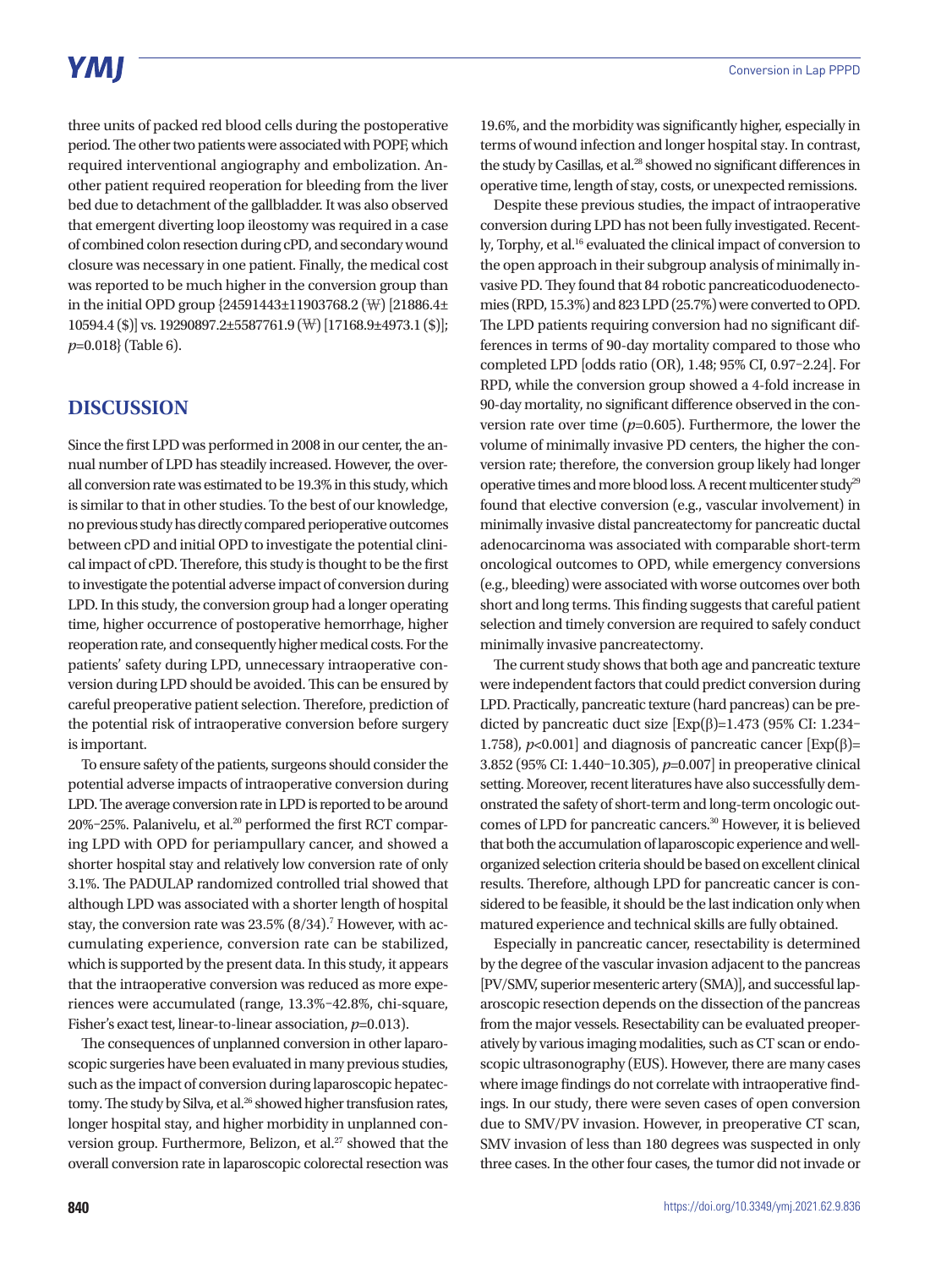three units of packed red blood cells during the postoperative period. The other two patients were associated with POPF, which required interventional angiography and embolization. Another patient required reoperation for bleeding from the liver bed due to detachment of the gallbladder. It was also observed that emergent diverting loop ileostomy was required in a case of combined colon resection during cPD, and secondary wound closure was necessary in one patient. Finally, the medical cost was reported to be much higher in the conversion group than in the initial OPD group {24591443±11903768.2 (₩) [21886.4±10594.4 ($)] vs. 19290897.2±5587761.9 (₩) [17168.9±4973.1 ($)]; $p$=0.018} (Table 6).

## DISCUSSION

Since the first LPD was performed in 2008 in our center, the annual number of LPD has steadily increased. However, the overall conversion rate was estimated to be 19.3% in this study, which is similar to that in other studies. To the best of our knowledge, no previous study has directly compared perioperative outcomes between cPD and initial OPD to investigate the potential clinical impact of cPD. Therefore, this study is thought to be the first to investigate the potential adverse impact of conversion during LPD. In this study, the conversion group had a longer operating time, higher occurrence of postoperative hemorrhage, higher reoperation rate, and consequently higher medical costs. For the patients' safety during LPD, unnecessary intraoperative conversion during LPD should be avoided. This can be ensured by careful preoperative patient selection. Therefore, prediction of the potential risk of intraoperative conversion before surgery is important.

To ensure safety of the patients, surgeons should consider the potential adverse impacts of intraoperative conversion during LPD. The average conversion rate in LPD is reported to be around 20%–25%. Palanivelu, et al.[20] performed the first RCT comparing LPD with OPD for periampullary cancer, and showed a shorter hospital stay and relatively low conversion rate of only 3.1%. The PADULAP randomized controlled trial showed that although LPD was associated with a shorter length of hospital stay, the conversion rate was 23.5% (8/34).[7] However, with accumulating experience, conversion rate can be stabilized, which is supported by the present data. In this study, it appears that the intraoperative conversion was reduced as more experiences were accumulated (range, 13.3%–42.8%, chi-square, Fisher's exact test, linear-to-linear association, $p$=0.013).

The consequences of unplanned conversion in other laparoscopic surgeries have been evaluated in many previous studies, such as the impact of conversion during laparoscopic hepatectomy. The study by Silva, et al.[26] showed higher transfusion rates, longer hospital stay, and higher morbidity in unplanned conversion group. Furthermore, Belizon, et al.[27] showed that the overall conversion rate in laparoscopic colorectal resection was 19.6%, and the morbidity was significantly higher, especially in terms of wound infection and longer hospital stay. In contrast, the study by Casillas, et al.[28] showed no significant differences in operative time, length of stay, costs, or unexpected remissions.

Despite these previous studies, the impact of intraoperative conversion during LPD has not been fully investigated. Recently, Torphy, et al.[16] evaluated the clinical impact of conversion to the open approach in their subgroup analysis of minimally invasive PD. They found that 84 robotic pancreaticoduodenectomies (RPD, 15.3%) and 823 LPD (25.7%) were converted to OPD. The LPD patients requiring conversion had no significant differences in terms of 90-day mortality compared to those who completed LPD [odds ratio (OR), 1.48; 95% CI, 0.97–2.24]. For RPD, while the conversion group showed a 4-fold increase in 90-day mortality, no significant difference observed in the conversion rate over time ($p$=0.605). Furthermore, the lower the volume of minimally invasive PD centers, the higher the conversion rate; therefore, the conversion group likely had longer operative times and more blood loss. A recent multicenter study[29] found that elective conversion (e.g., vascular involvement) in minimally invasive distal pancreatectomy for pancreatic ductal adenocarcinoma was associated with comparable short-term oncological outcomes to OPD, while emergency conversions (e.g., bleeding) were associated with worse outcomes over both short and long terms. This finding suggests that careful patient selection and timely conversion are required to safely conduct minimally invasive pancreatectomy.

The current study shows that both age and pancreatic texture were independent factors that could predict conversion during LPD. Practically, pancreatic texture (hard pancreas) can be predicted by pancreatic duct size [Exp(β)=1.473 (95% CI: 1.234–1.758), $p$<0.001] and diagnosis of pancreatic cancer [Exp(β)=3.852 (95% CI: 1.440–10.305), $p$=0.007] in preoperative clinical setting. Moreover, recent literatures have also successfully demonstrated the safety of short-term and long-term oncologic outcomes of LPD for pancreatic cancers.[30] However, it is believed that both the accumulation of laparoscopic experience and well-organized selection criteria should be based on excellent clinical results. Therefore, although LPD for pancreatic cancer is considered to be feasible, it should be the last indication only when matured experience and technical skills are fully obtained.

Especially in pancreatic cancer, resectability is determined by the degree of the vascular invasion adjacent to the pancreas [PV/SMV, superior mesenteric artery (SMA)], and successful laparoscopic resection depends on the dissection of the pancreas from the major vessels. Resectability can be evaluated preoperatively by various imaging modalities, such as CT scan or endoscopic ultrasonography (EUS). However, there are many cases where image findings do not correlate with intraoperative findings. In our study, there were seven cases of open conversion due to SMV/PV invasion. However, in preoperative CT scan, SMV invasion of less than 180 degrees was suspected in only three cases. In the other four cases, the tumor did not invade or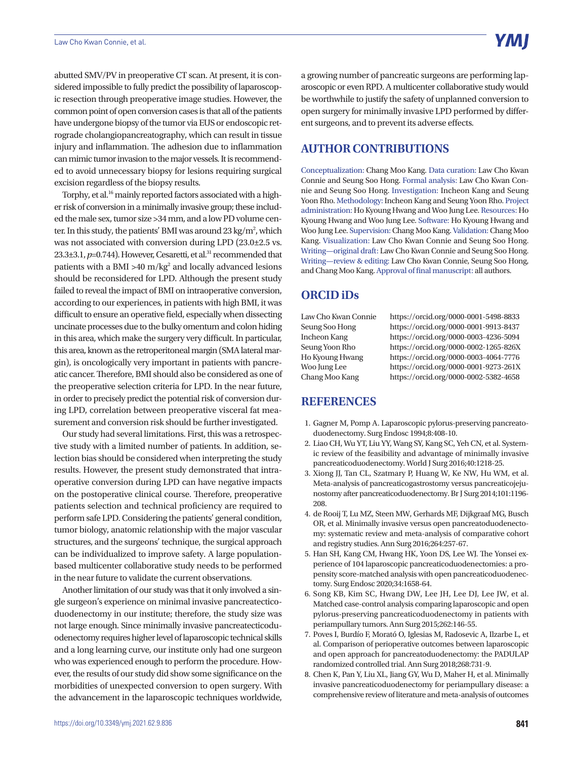abutted SMV/PV in preoperative CT scan. At present, it is considered impossible to fully predict the possibility of laparoscopic resection through preoperative image studies. However, the common point of open conversion cases is that all of the patients have undergone biopsy of the tumor via EUS or endoscopic retrograde cholangiopancreatography, which can result in tissue injury and inflammation. The adhesion due to inflammation can mimic tumor invasion to the major vessels. It is recommended to avoid unnecessary biopsy for lesions requiring surgical excision regardless of the biopsy results.

Torphy, et al.[16] mainly reported factors associated with a higher risk of conversion in a minimally invasive group; these included the male sex, tumor size >34 mm, and a low PD volume center. In this study, the patients' BMI was around 23 kg/m$^2$, which was not associated with conversion during LPD (23.0±2.5 vs. 23.3±3.1, $p$=0.744). However, Cesaretti, et al.[31] recommended that patients with a BMI >40 m/kg$^2$ and locally advanced lesions should be reconsidered for LPD. Although the present study failed to reveal the impact of BMI on intraoperative conversion, according to our experiences, in patients with high BMI, it was difficult to ensure an operative field, especially when dissecting uncinate processes due to the bulky omentum and colon hiding in this area, which make the surgery very difficult. In particular, this area, known as the retroperitoneal margin (SMA lateral margin), is oncologically very important in patients with pancreatic cancer. Therefore, BMI should also be considered as one of the preoperative selection criteria for LPD. In the near future, in order to precisely predict the potential risk of conversion during LPD, correlation between preoperative visceral fat measurement and conversion risk should be further investigated.

Our study had several limitations. First, this was a retrospective study with a limited number of patients. In addition, selection bias should be considered when interpreting the study results. However, the present study demonstrated that intraoperative conversion during LPD can have negative impacts on the postoperative clinical course. Therefore, preoperative patients selection and technical proficiency are required to perform safe LPD. Considering the patients' general condition, tumor biology, anatomic relationship with the major vascular structures, and the surgeons' technique, the surgical approach can be individualized to improve safety. A large population-based multicenter collaborative study needs to be performed in the near future to validate the current observations.

Another limitation of our study was that it only involved a single surgeon's experience on minimal invasive pancreatecticoduodenectomy in our institute; therefore, the study size was not large enough. Since minimally invasive pancreatecticoduodenectomy requires higher level of laparoscopic technical skills and a long learning curve, our institute only had one surgeon who was experienced enough to perform the procedure. However, the results of our study did show some significance on the morbidities of unexpected conversion to open surgery. With the advancement in the laparoscopic techniques worldwide, a growing number of pancreatic surgeons are performing laparoscopic or even RPD. A multicenter collaborative study would be worthwhile to justify the safety of unplanned conversion to open surgery for minimally invasive LPD performed by different surgeons, and to prevent its adverse effects.

## AUTHOR CONTRIBUTIONS

Conceptualization: Chang Moo Kang. Data curation: Law Cho Kwan Connie and Seung Soo Hong. Formal analysis: Law Cho Kwan Connie and Seung Soo Hong. Investigation: Incheon Kang and Seung Yoon Rho. Methodology: Incheon Kang and Seung Yoon Rho. Project administration: Ho Kyoung Hwang and Woo Jung Lee. Resources: Ho Kyoung Hwang and Woo Jung Lee. Software: Ho Kyoung Hwang and Woo Jung Lee. Supervision: Chang Moo Kang. Validation: Chang Moo Kang. Visualization: Law Cho Kwan Connie and Seung Soo Hong. Writing—original draft: Law Cho Kwan Connie and Seung Soo Hong. Writing—review & editing: Law Cho Kwan Connie, Seung Soo Hong, and Chang Moo Kang. Approval of final manuscript: all authors.

## ORCID iDs

| | |
|---|---|
| Law Cho Kwan Connie | https://orcid.org/0000-0001-5498-8833 |
| Seung Soo Hong | https://orcid.org/0000-0001-9913-8437 |
| Incheon Kang | https://orcid.org/0000-0003-4236-5094 |
| Seung Yoon Rho | https://orcid.org/0000-0002-1265-826X |
| Ho Kyoung Hwang | https://orcid.org/0000-0003-4064-7776 |
| Woo Jung Lee | https://orcid.org/0000-0001-9273-261X |
| Chang Moo Kang | https://orcid.org/0000-0002-5382-4658 |

## REFERENCES

1. Gagner M, Pomp A. Laparoscopic pylorus-preserving pancreatoduodenectomy. Surg Endosc 1994;8:408-10.
2. Liao CH, Wu YT, Liu YY, Wang SY, Kang SC, Yeh CN, et al. Systemic review of the feasibility and advantage of minimally invasive pancreaticoduodenectomy. World J Surg 2016;40:1218-25.
3. Xiong JJ, Tan CL, Szatmary P, Huang W, Ke NW, Hu WM, et al. Meta-analysis of pancreaticogastrostomy versus pancreaticojejunostomy after pancreaticoduodenectomy. Br J Surg 2014;101:1196-208.
4. de Rooij T, Lu MZ, Steen MW, Gerhards MF, Dijkgraaf MG, Busch OR, et al. Minimally invasive versus open pancreatoduodenectomy: systematic review and meta-analysis of comparative cohort and registry studies. Ann Surg 2016;264:257-67.
5. Han SH, Kang CM, Hwang HK, Yoon DS, Lee WJ. The Yonsei experience of 104 laparoscopic pancreaticoduodenectomies: a propensity score-matched analysis with open pancreaticoduodenectomy. Surg Endosc 2020;34:1658-64.
6. Song KB, Kim SC, Hwang DW, Lee JH, Lee DJ, Lee JW, et al. Matched case-control analysis comparing laparoscopic and open pylorus-preserving pancreaticoduodenectomy in patients with periampullary tumors. Ann Surg 2015;262:146-55.
7. Poves I, Burdío F, Morató O, Iglesias M, Radosevic A, Ilzarbe L, et al. Comparison of perioperative outcomes between laparoscopic and open approach for pancreatoduodenectomy: the PADULAP randomized controlled trial. Ann Surg 2018;268:731-9.
8. Chen K, Pan Y, Liu XL, Jiang GY, Wu D, Maher H, et al. Minimally invasive pancreaticoduodenectomy for periampullary disease: a comprehensive review of literature and meta-analysis of outcomes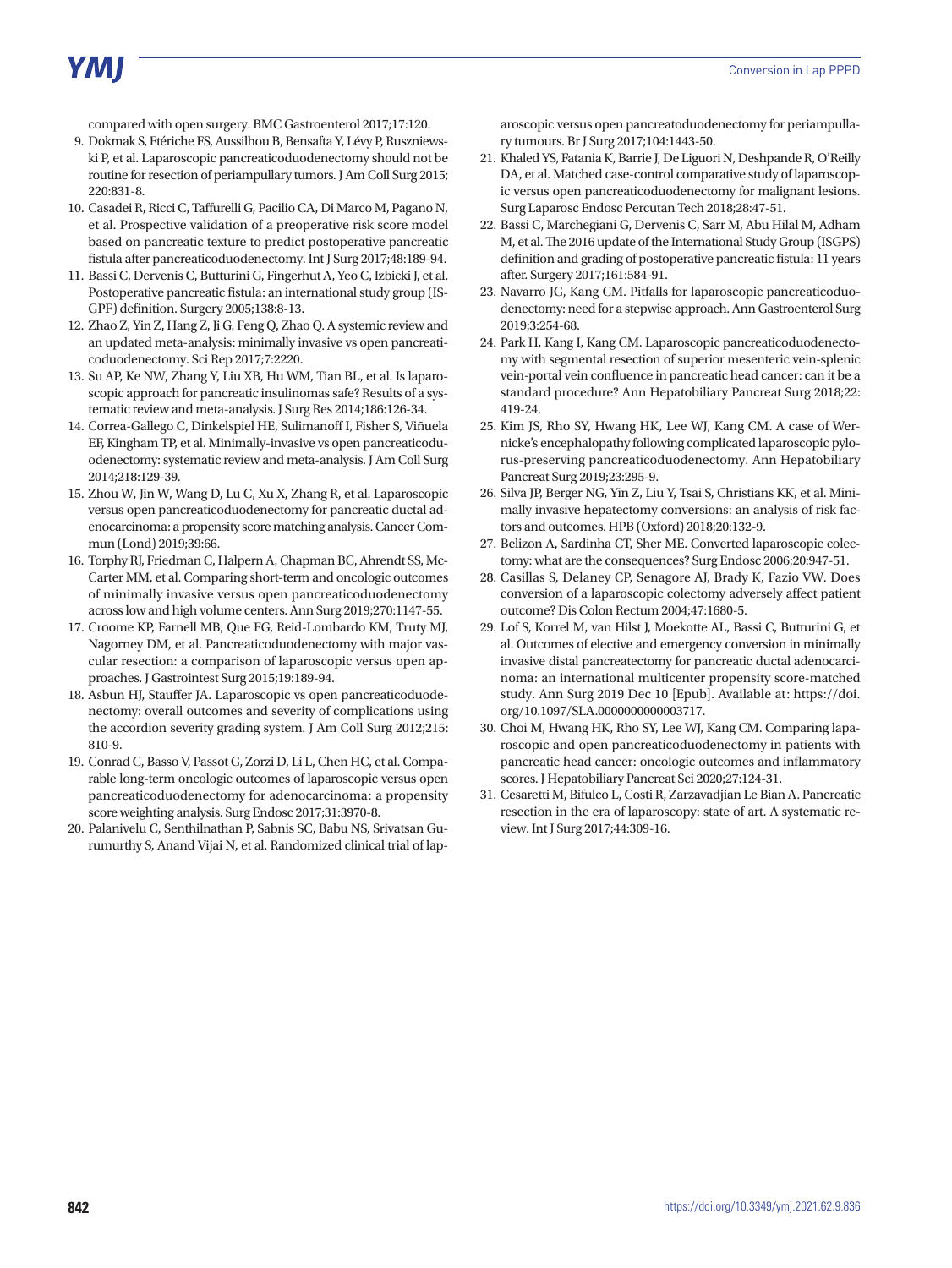compared with open surgery. BMC Gastroenterol 2017;17:120.

9. Dokmak S, Ftériche FS, Aussilhou B, Bensafta Y, Lévy P, Ruszniewski P, et al. Laparoscopic pancreaticoduodenectomy should not be routine for resection of periampullary tumors. J Am Coll Surg 2015; 220:831-8.
10. Casadei R, Ricci C, Taffurelli G, Pacilio CA, Di Marco M, Pagano N, et al. Prospective validation of a preoperative risk score model based on pancreatic texture to predict postoperative pancreatic fistula after pancreaticoduodenectomy. Int J Surg 2017;48:189-94.
11. Bassi C, Dervenis C, Butturini G, Fingerhut A, Yeo C, Izbicki J, et al. Postoperative pancreatic fistula: an international study group (ISGPF) definition. Surgery 2005;138:8-13.
12. Zhao Z, Yin Z, Hang Z, Ji G, Feng Q, Zhao Q. A systemic review and an updated meta-analysis: minimally invasive vs open pancreaticoduodenectomy. Sci Rep 2017;7:2220.
13. Su AP, Ke NW, Zhang Y, Liu XB, Hu WM, Tian BL, et al. Is laparoscopic approach for pancreatic insulinomas safe? Results of a systematic review and meta-analysis. J Surg Res 2014;186:126-34.
14. Correa-Gallego C, Dinkelspiel HE, Sulimanoff I, Fisher S, Viñuela EF, Kingham TP, et al. Minimally-invasive vs open pancreaticoduodenectomy: systematic review and meta-analysis. J Am Coll Surg 2014;218:129-39.
15. Zhou W, Jin W, Wang D, Lu C, Xu X, Zhang R, et al. Laparoscopic versus open pancreaticoduodenectomy for pancreatic ductal adenocarcinoma: a propensity score matching analysis. Cancer Commun (Lond) 2019;39:66.
16. Torphy RJ, Friedman C, Halpern A, Chapman BC, Ahrendt SS, McCarter MM, et al. Comparing short-term and oncologic outcomes of minimally invasive versus open pancreaticoduodenectomy across low and high volume centers. Ann Surg 2019;270:1147-55.
17. Croome KP, Farnell MB, Que FG, Reid-Lombardo KM, Truty MJ, Nagorney DM, et al. Pancreaticoduodenectomy with major vascular resection: a comparison of laparoscopic versus open approaches. J Gastrointest Surg 2015;19:189-94.
18. Asbun HJ, Stauffer JA. Laparoscopic vs open pancreaticoduodenectomy: overall outcomes and severity of complications using the accordion severity grading system. J Am Coll Surg 2012;215: 810-9.
19. Conrad C, Basso V, Passot G, Zorzi D, Li L, Chen HC, et al. Comparable long-term oncologic outcomes of laparoscopic versus open pancreaticoduodenectomy for adenocarcinoma: a propensity score weighting analysis. Surg Endosc 2017;31:3970-8.
20. Palanivelu C, Senthilnathan P, Sabnis SC, Babu NS, Srivatsan Gurumurthy S, Anand Vijai N, et al. Randomized clinical trial of laparoscopic versus open pancreatoduodenectomy for periampullary tumours. Br J Surg 2017;104:1443-50.
21. Khaled YS, Fatania K, Barrie J, De Liguori N, Deshpande R, O'Reilly DA, et al. Matched case-control comparative study of laparoscopic versus open pancreaticoduodenectomy for malignant lesions. Surg Laparosc Endosc Percutan Tech 2018;28:47-51.
22. Bassi C, Marchegiani G, Dervenis C, Sarr M, Abu Hilal M, Adham M, et al. The 2016 update of the International Study Group (ISGPS) definition and grading of postoperative pancreatic fistula: 11 years after. Surgery 2017;161:584-91.
23. Navarro JG, Kang CM. Pitfalls for laparoscopic pancreaticoduodenectomy: need for a stepwise approach. Ann Gastroenterol Surg 2019;3:254-68.
24. Park H, Kang I, Kang CM. Laparoscopic pancreaticoduodenectomy with segmental resection of superior mesenteric vein-splenic vein-portal vein confluence in pancreatic head cancer: can it be a standard procedure? Ann Hepatobiliary Pancreat Surg 2018;22: 419-24.
25. Kim JS, Rho SY, Hwang HK, Lee WJ, Kang CM. A case of Wernicke's encephalopathy following complicated laparoscopic pylorus-preserving pancreaticoduodenectomy. Ann Hepatobiliary Pancreat Surg 2019;23:295-9.
26. Silva JP, Berger NG, Yin Z, Liu Y, Tsai S, Christians KK, et al. Minimally invasive hepatectomy conversions: an analysis of risk factors and outcomes. HPB (Oxford) 2018;20:132-9.
27. Belizon A, Sardinha CT, Sher ME. Converted laparoscopic colectomy: what are the consequences? Surg Endosc 2006;20:947-51.
28. Casillas S, Delaney CP, Senagore AJ, Brady K, Fazio VW. Does conversion of a laparoscopic colectomy adversely affect patient outcome? Dis Colon Rectum 2004;47:1680-5.
29. Lof S, Korrel M, van Hilst J, Moekotte AL, Bassi C, Butturini G, et al. Outcomes of elective and emergency conversion in minimally invasive distal pancreatectomy for pancreatic ductal adenocarcinoma: an international multicenter propensity score-matched study. Ann Surg 2019 Dec 10 [Epub]. Available at: https://doi.org/10.1097/SLA.0000000000003717.
30. Choi M, Hwang HK, Rho SY, Lee WJ, Kang CM. Comparing laparoscopic and open pancreaticoduodenectomy in patients with pancreatic head cancer: oncologic outcomes and inflammatory scores. J Hepatobiliary Pancreat Sci 2020;27:124-31.
31. Cesaretti M, Bifulco L, Costi R, Zarzavadjian Le Bian A. Pancreatic resection in the era of laparoscopy: state of art. A systematic review. Int J Surg 2017;44:309-16.